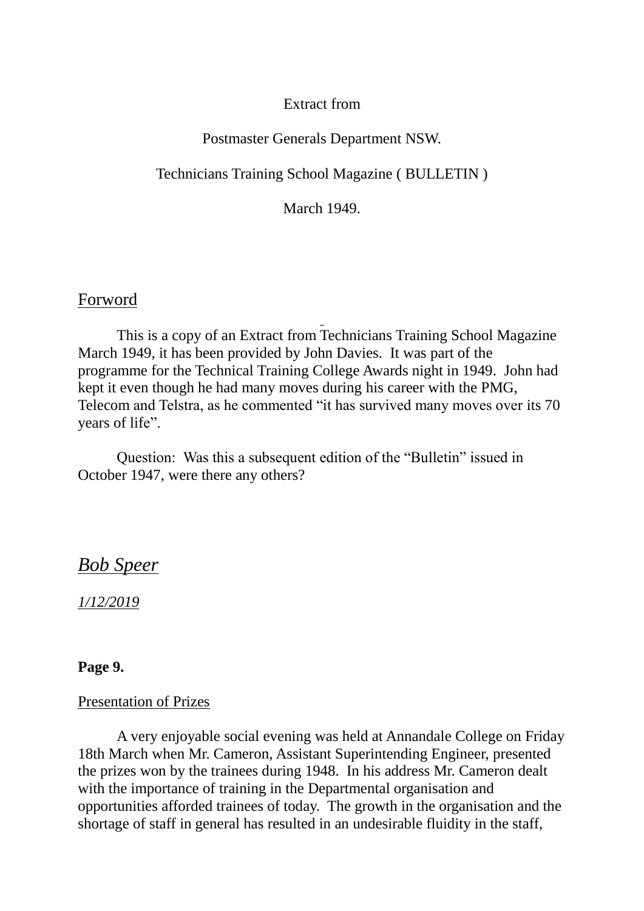Extract from

Postmaster Generals Department NSW.

Technicians Training School Magazine ( BULLETIN )

March 1949.

## Forword

This is a copy of an Extract from Technicians Training School Magazine March 1949, it has been provided by John Davies. It was part of the programme for the Technical Training College Awards night in 1949. John had kept it even though he had many moves during his career with the PMG, Telecom and Telstra, as he commented "it has survived many moves over its 70 years of life".

Question: Was this a subsequent edition of the "Bulletin" issued in October 1947, were there any others?

*Bob Speer*

*1/12/2019*

**Page 9.**

### Presentation of Prizes

A very enjoyable social evening was held at Annandale College on Friday 18th March when Mr. Cameron, Assistant Superintending Engineer, presented the prizes won by the trainees during 1948. In his address Mr. Cameron dealt with the importance of training in the Departmental organisation and opportunities afforded trainees of today. The growth in the organisation and the shortage of staff in general has resulted in an undesirable fluidity in the staff,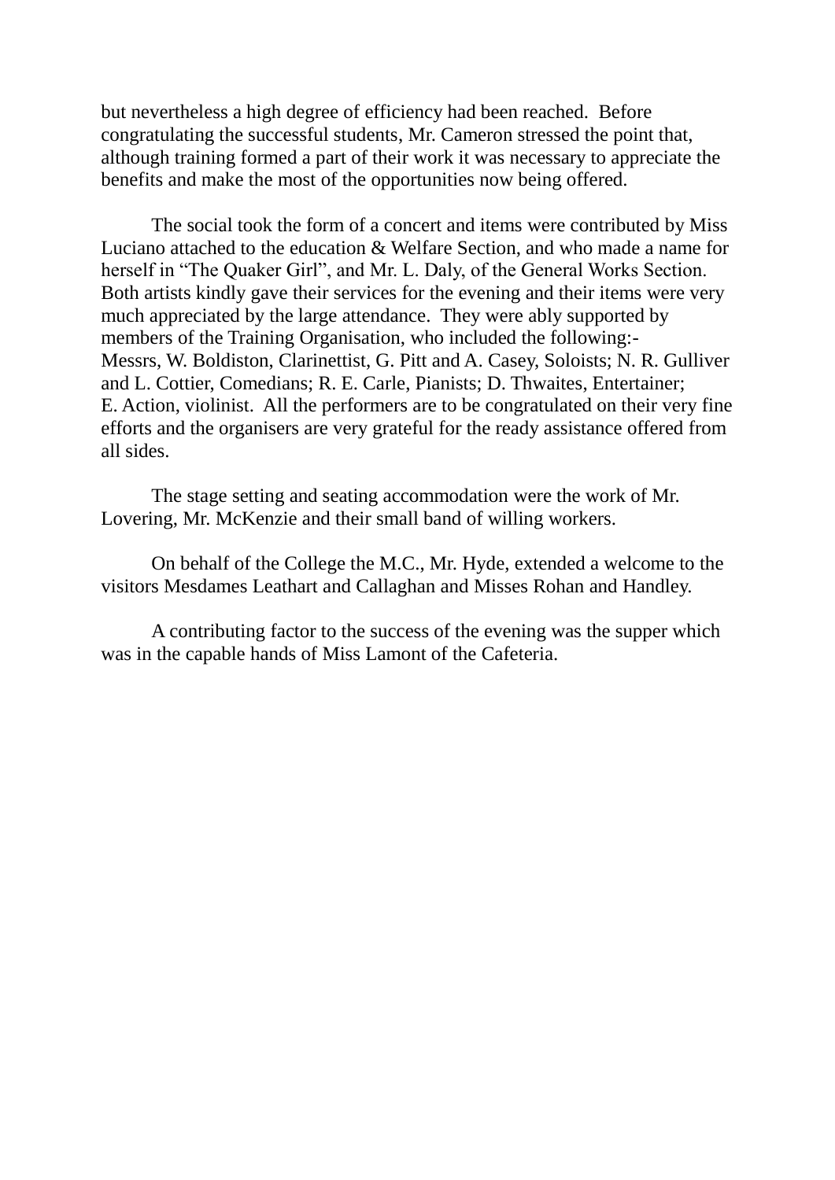but nevertheless a high degree of efficiency had been reached. Before congratulating the successful students, Mr. Cameron stressed the point that, although training formed a part of their work it was necessary to appreciate the benefits and make the most of the opportunities now being offered.

The social took the form of a concert and items were contributed by Miss Luciano attached to the education & Welfare Section, and who made a name for herself in "The Quaker Girl", and Mr. L. Daly, of the General Works Section. Both artists kindly gave their services for the evening and their items were very much appreciated by the large attendance. They were ably supported by members of the Training Organisation, who included the following:- Messrs, W. Boldiston, Clarinettist, G. Pitt and A. Casey, Soloists; N. R. Gulliver and L. Cottier, Comedians; R. E. Carle, Pianists; D. Thwaites, Entertainer; E. Action, violinist. All the performers are to be congratulated on their very fine efforts and the organisers are very grateful for the ready assistance offered from all sides.

The stage setting and seating accommodation were the work of Mr. Lovering, Mr. McKenzie and their small band of willing workers.

On behalf of the College the M.C., Mr. Hyde, extended a welcome to the visitors Mesdames Leathart and Callaghan and Misses Rohan and Handley.

A contributing factor to the success of the evening was the supper which was in the capable hands of Miss Lamont of the Cafeteria.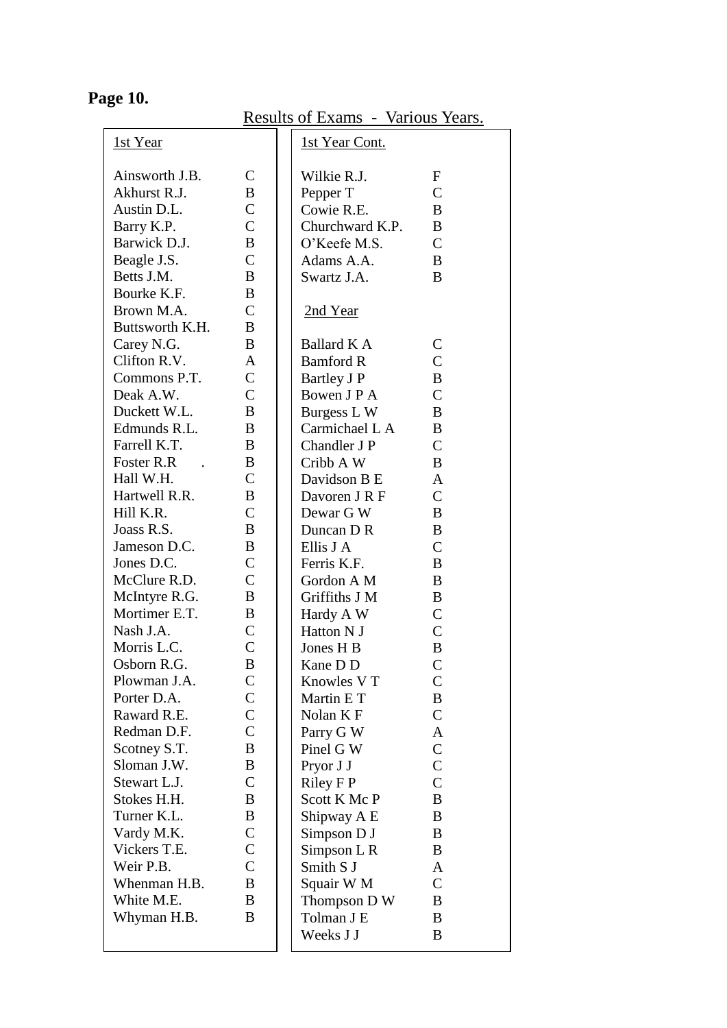**Page 10.**

Results of Exams - Various Years.

| 1st Year | |
|---|---|
| Ainsworth J.B. | C |
| Akhurst R.J. | B |
| Austin D.L. | C |
| Barry K.P. | C |
| Barwick D.J. | B |
| Beagle J.S. | C |
| Betts J.M. | B |
| Bourke K.F. | B |
| Brown M.A. | C |
| Buttsworth K.H. | B |
| Carey N.G. | B |
| Clifton R.V. | A |
| Commons P.T. | C |
| Deak A.W. | C |
| Duckett W.L. | B |
| Edmunds R.L. | B |
| Farrell K.T. | B |
| Foster R.R . | B |
| Hall W.H. | C |
| Hartwell R.R. | B |
| Hill K.R. | C |
| Joass R.S. | B |
| Jameson D.C. | B |
| Jones D.C. | C |
| McClure R.D. | C |
| McIntyre R.G. | B |
| Mortimer E.T. | B |
| Nash J.A. | C |
| Morris L.C. | C |
| Osborn R.G. | B |
| Plowman J.A. | C |
| Porter D.A. | C |
| Raward R.E. | C |
| Redman D.F. | C |
| Scotney S.T. | B |
| Sloman J.W. | B |
| Stewart L.J. | C |
| Stokes H.H. | B |
| Turner K.L. | B |
| Vardy M.K. | C |
| Vickers T.E. | C |
| Weir P.B. | C |
| Whenman H.B. | B |
| White M.E. | B |
| Whyman H.B. | B |

| 1st Year Cont. | |
|---|---|
| Wilkie R.J. | F |
| Pepper T | C |
| Cowie R.E. | B |
| Churchward K.P. | B |
| O'Keefe M.S. | C |
| Adams A.A. | B |
| Swartz J.A. | B |

| 2nd Year | |
|---|---|
| Ballard K A | C |
| Bamford R | C |
| Bartley J P | B |
| Bowen J P A | C |
| Burgess L W | B |
| Carmichael L A | B |
| Chandler J P | C |
| Cribb A W | B |
| Davidson B E | A |
| Davoren J R F | C |
| Dewar G W | B |
| Duncan D R | B |
| Ellis J A | C |
| Ferris K.F. | B |
| Gordon A M | B |
| Griffiths J M | B |
| Hardy A W | C |
| Hatton N J | C |
| Jones H B | B |
| Kane D D | C |
| Knowles V T | C |
| Martin E T | B |
| Nolan K F | C |
| Parry G W | A |
| Pinel G W | C |
| Pryor J J | C |
| Riley F P | C |
| Scott K Mc P | B |
| Shipway A E | B |
| Simpson D J | B |
| Simpson L R | B |
| Smith S J | A |
| Squair W M | C |
| Thompson D W | B |
| Tolman J E | B |
| Weeks J J | B |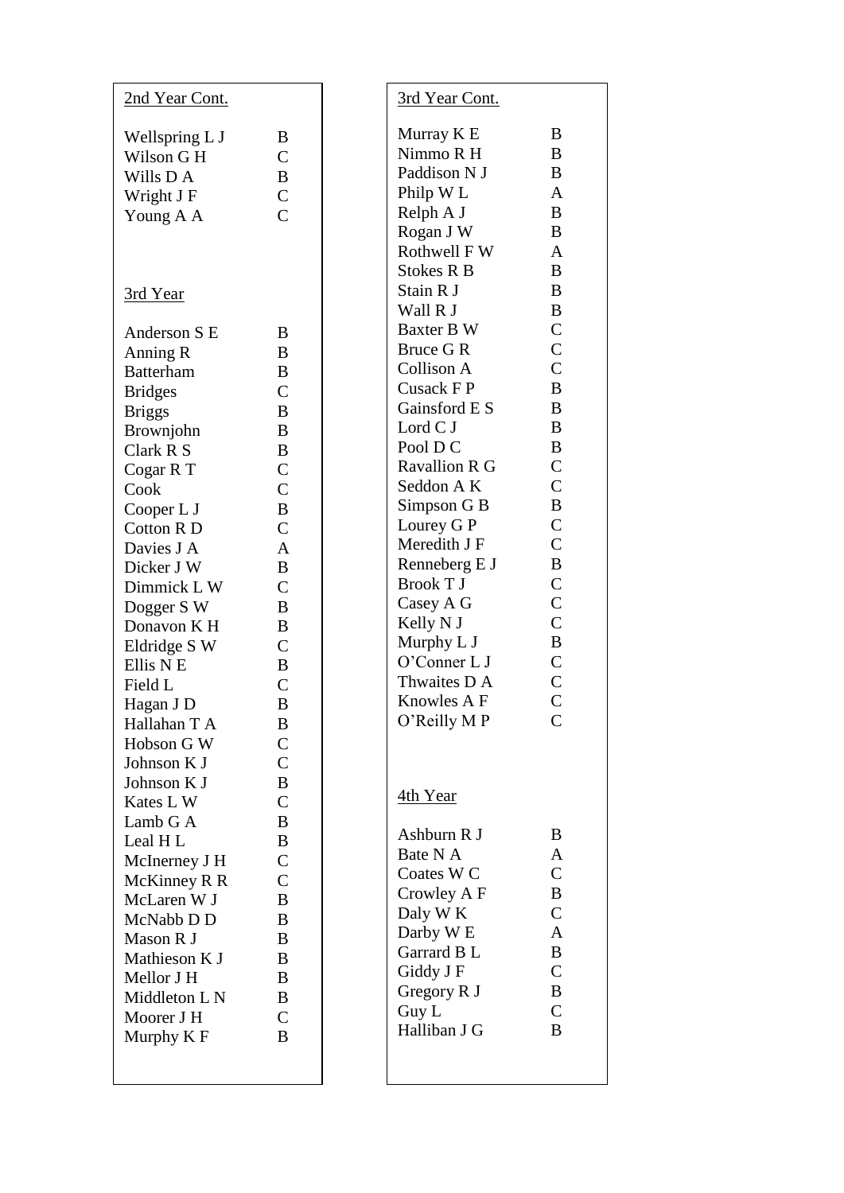## 2nd Year Cont.

| | |
|---|---|
| Wellspring L J | B |
| Wilson G H | C |
| Wills D A | B |
| Wright J F | C |
| Young A A | C |

## 3rd Year

| | |
|---|---|
| Anderson S E | B |
| Anning R | B |
| Batterham | B |
| Bridges | C |
| Briggs | B |
| Brownjohn | B |
| Clark R S | B |
| Cogar R T | C |
| Cook | C |
| Cooper L J | B |
| Cotton R D | C |
| Davies J A | A |
| Dicker J W | B |
| Dimmick L W | C |
| Dogger S W | B |
| Donavon K H | B |
| Eldridge S W | C |
| Ellis N E | B |
| Field L | C |
| Hagan J D | B |
| Hallahan T A | B |
| Hobson G W | C |
| Johnson K J | C |
| Johnson K J | B |
| Kates L W | C |
| Lamb G A | B |
| Leal H L | B |
| McInerney J H | C |
| McKinney R R | C |
| McLaren W J | B |
| McNabb D D | B |
| Mason R J | B |
| Mathieson K J | B |
| Mellor J H | B |
| Middleton L N | B |
| Moorer J H | C |
| Murphy K F | B |

## 3rd Year Cont.

| | |
|---|---|
| Murray K E | B |
| Nimmo R H | B |
| Paddison N J | B |
| Philp W L | A |
| Relph A J | B |
| Rogan J W | B |
| Rothwell F W | A |
| Stokes R B | B |
| Stain R J | B |
| Wall R J | B |
| Baxter B W | C |
| Bruce G R | C |
| Collison A | C |
| Cusack F P | B |
| Gainsford E S | B |
| Lord C J | B |
| Pool D C | B |
| Ravallion R G | C |
| Seddon A K | C |
| Simpson G B | B |
| Lourey G P | C |
| Meredith J F | C |
| Renneberg E J | B |
| Brook T J | C |
| Casey A G | C |
| Kelly N J | C |
| Murphy L J | B |
| O'Conner L J | C |
| Thwaites D A | C |
| Knowles A F | C |
| O'Reilly M P | C |

## 4th Year

| | |
|---|---|
| Ashburn R J | B |
| Bate N A | A |
| Coates W C | C |
| Crowley A F | B |
| Daly W K | C |
| Darby W E | A |
| Garrard B L | B |
| Giddy J F | C |
| Gregory R J | B |
| Guy L | C |
| Halliban J G | B |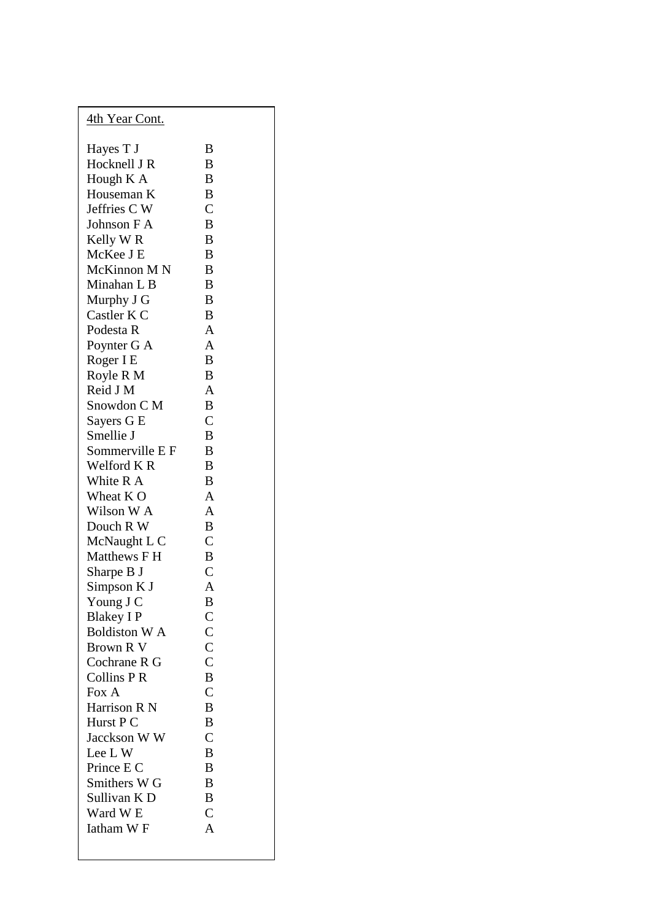4th Year Cont.

| | |
|---|---|
| Hayes T J | B |
| Hocknell J R | B |
| Hough K A | B |
| Houseman K | B |
| Jeffries C W | C |
| Johnson F A | B |
| Kelly W R | B |
| McKee J E | B |
| McKinnon M N | B |
| Minahan L B | B |
| Murphy J G | B |
| Castler K C | B |
| Podesta R | A |
| Poynter G A | A |
| Roger I E | B |
| Royle R M | B |
| Reid J M | A |
| Snowdon C M | B |
| Sayers G E | C |
| Smellie J | B |
| Sommerville E F | B |
| Welford K R | B |
| White R A | B |
| Wheat K O | A |
| Wilson W A | A |
| Douch R W | B |
| McNaught L C | C |
| Matthews F H | B |
| Sharpe B J | C |
| Simpson K J | A |
| Young J C | B |
| Blakey I P | C |
| Boldiston W A | C |
| Brown R V | C |
| Cochrane R G | C |
| Collins P R | B |
| Fox A | C |
| Harrison R N | B |
| Hurst P C | B |
| Jacckson W W | C |
| Lee L W | B |
| Prince E C | B |
| Smithers W G | B |
| Sullivan K D | B |
| Ward W E | C |
| Iatham W F | A |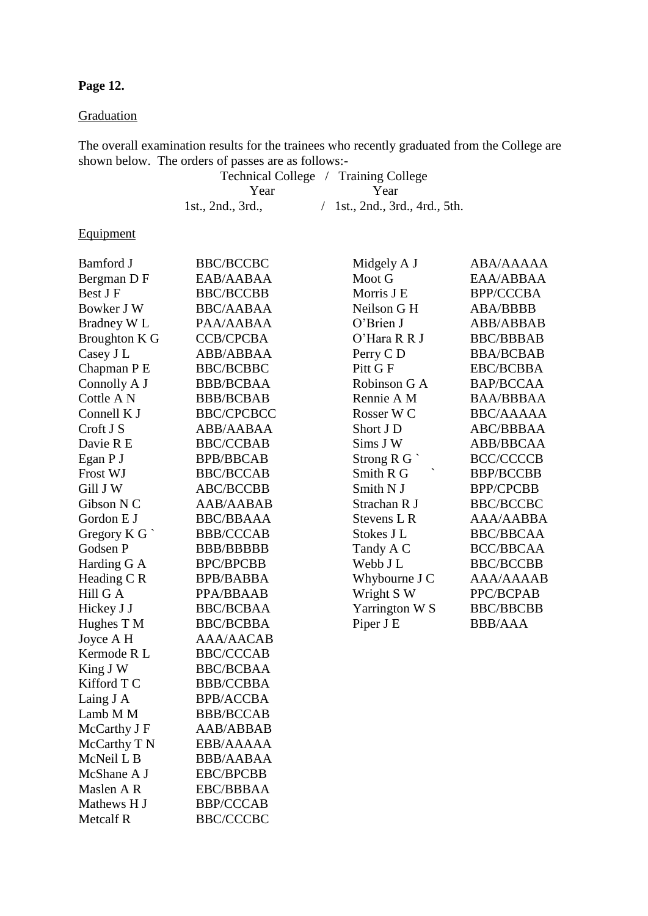**Page 12.**

Graduation

The overall examination results for the trainees who recently graduated from the College are shown below. The orders of passes are as follows:-

Technical College / Training College
Year / Year
1st., 2nd., 3rd., / 1st., 2nd., 3rd., 4rd., 5th.

Equipment

| | | | |
|---|---|---|---|
| Bamford J | BBC/BCCBC | Midgely A J | ABA/AAAAA |
| Bergman D F | EAB/AABAA | Moot G | EAA/ABBAA |
| Best J F | BBC/BCCBB | Morris J E | BPP/CCCBA |
| Bowker J W | BBC/AABAA | Neilson G H | ABA/BBBB |
| Bradney W L | PAA/AABAA | O'Brien J | ABB/ABBAB |
| Broughton K G | CCB/CPCBA | O'Hara R R J | BBC/BBBAB |
| Casey J L | ABB/ABBAA | Perry C D | BBA/BCBAB |
| Chapman P E | BBC/BCBBC | Pitt G F | EBC/BCBBA |
| Connolly A J | BBB/BCBAA | Robinson G A | BAP/BCCAA |
| Cottle A N | BBB/BCBAB | Rennie A M | BAA/BBBAA |
| Connell K J | BBC/CPCBCC | Rosser W C | BBC/AAAAA |
| Croft J S | ABB/AABAA | Short J D | ABC/BBBAA |
| Davie R E | BBC/CCBAB | Sims J W | ABB/BBCAA |
| Egan P J | BPB/BBCAB | Strong R G ` | BCC/CCCCB |
| Frost WJ | BBC/BCCAB | Smith R G ` | BBP/BCCBB |
| Gill J W | ABC/BCCBB | Smith N J | BPP/CPCBB |
| Gibson N C | AAB/AABAB | Strachan R J | BBC/BCCBC |
| Gordon E J | BBC/BBAAA | Stevens L R | AAA/AABBA |
| Gregory K G ` | BBB/CCCAB | Stokes J L | BBC/BBCAA |
| Godsen P | BBB/BBBBB | Tandy A C | BCC/BBCAA |
| Harding G A | BPC/BPCBB | Webb J L | BBC/BCCBB |
| Heading C R | BPB/BABBA | Whybourne J C | AAA/AAAAB |
| Hill G A | PPA/BBAAB | Wright S W | PPC/BCPAB |
| Hickey J J | BBC/BCBAA | Yarrington W S | BBC/BBCBB |
| Hughes T M | BBC/BCBBA | Piper J E | BBB/AAA |
| Joyce A H | AAA/AACAB | | |
| Kermode R L | BBC/CCCAB | | |
| King J W | BBC/BCBAA | | |
| Kifford T C | BBB/CCBBA | | |
| Laing J A | BPB/ACCBA | | |
| Lamb M M | BBB/BCCAB | | |
| McCarthy J F | AAB/ABBAB | | |
| McCarthy T N | EBB/AAAAA | | |
| McNeil L B | BBB/AABAA | | |
| McShane A J | EBC/BPCBB | | |
| Maslen A R | EBC/BBBAA | | |
| Mathews H J | BBP/CCCAB | | |
| Metcalf R | BBC/CCCBC | | |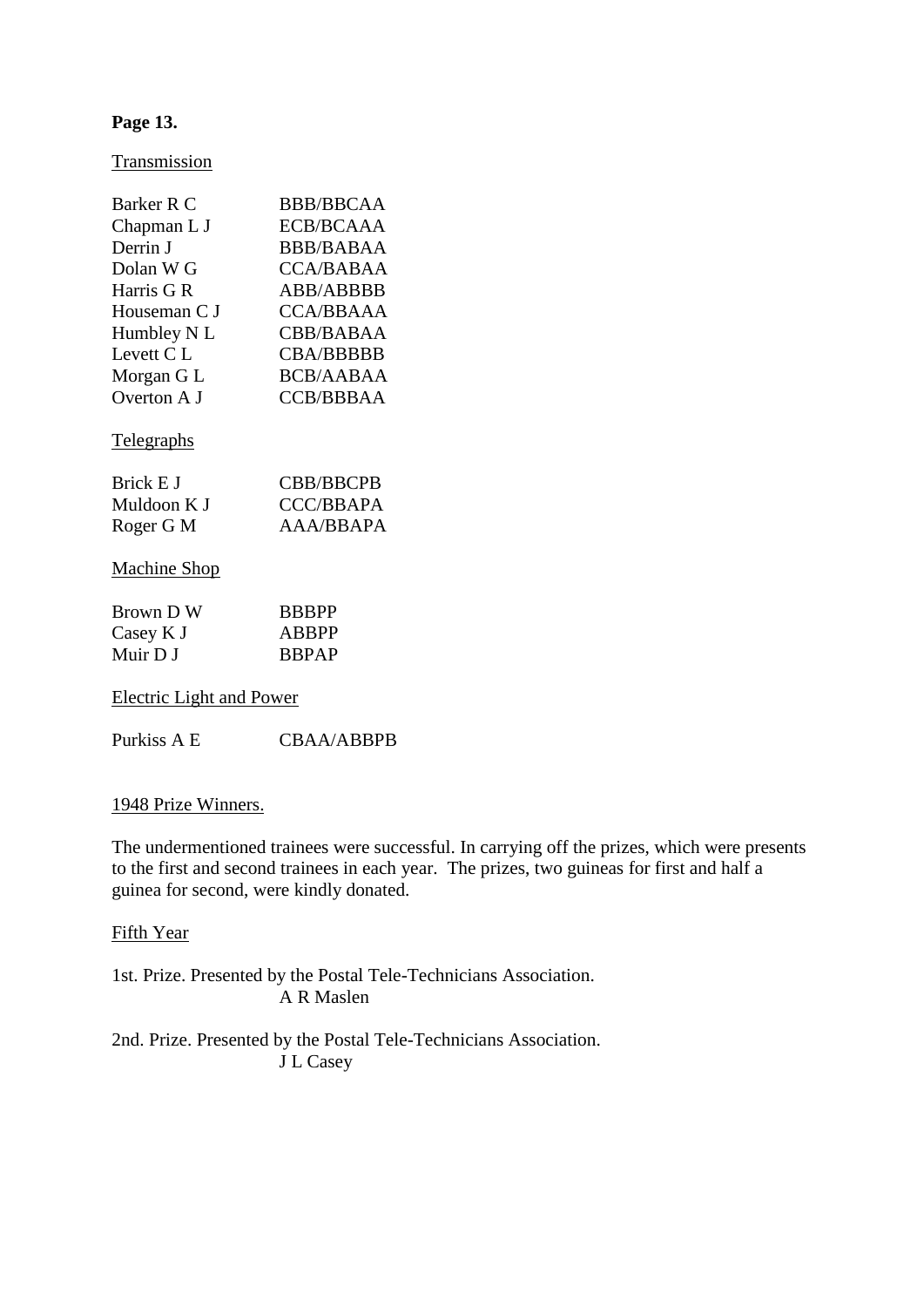**Page 13.**

Transmission

| | |
|---|---|
| Barker R C | BBB/BBCAA |
| Chapman L J | ECB/BCAAA |
| Derrin J | BBB/BABAA |
| Dolan W G | CCA/BABAA |
| Harris G R | ABB/ABBBB |
| Houseman C J | CCA/BBAAA |
| Humbley N L | CBB/BABAA |
| Levett C L | CBA/BBBBB |
| Morgan G L | BCB/AABAA |
| Overton A J | CCB/BBBAA |

Telegraphs

| | |
|---|---|
| Brick E J | CBB/BBCPB |
| Muldoon K J | CCC/BBAPA |
| Roger G M | AAA/BBAPA |

Machine Shop

| | |
|---|---|
| Brown D W | BBBPP |
| Casey K J | ABBPP |
| Muir D J | BBPAP |

Electric Light and Power

| | |
|---|---|
| Purkiss A E | CBAA/ABBPB |

1948 Prize Winners.

The undermentioned trainees were successful. In carrying off the prizes, which were presents to the first and second trainees in each year. The prizes, two guineas for first and half a guinea for second, were kindly donated.

Fifth Year

1st. Prize. Presented by the Postal Tele-Technicians Association.
A R Maslen

2nd. Prize. Presented by the Postal Tele-Technicians Association.
J L Casey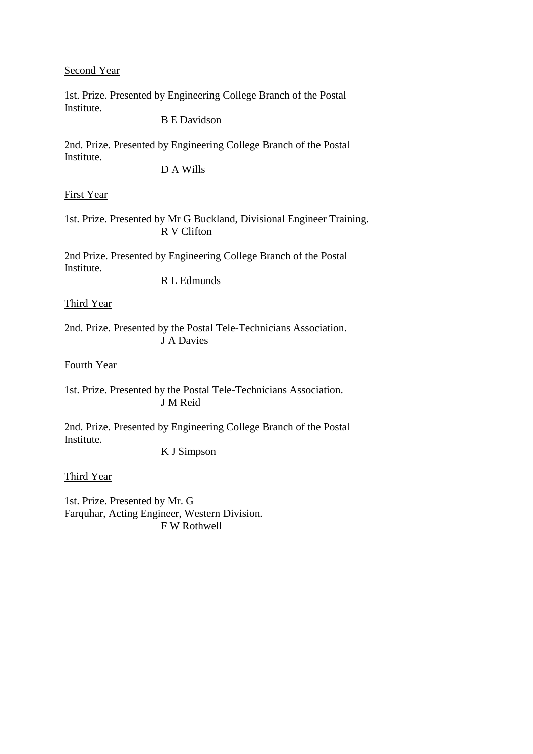<u>Second Year</u>

1st. Prize. Presented by Engineering College Branch of the Postal Institute.

B E Davidson

2nd. Prize. Presented by Engineering College Branch of the Postal Institute.

D A Wills

<u>First Year</u>

1st. Prize. Presented by Mr G Buckland, Divisional Engineer Training.

R V Clifton

2nd Prize. Presented by Engineering College Branch of the Postal Institute.

R L Edmunds

<u>Third Year</u>

2nd. Prize. Presented by the Postal Tele-Technicians Association.

J A Davies

<u>Fourth Year</u>

1st. Prize. Presented by the Postal Tele-Technicians Association.

J M Reid

2nd. Prize. Presented by Engineering College Branch of the Postal Institute.

K J Simpson

<u>Third Year</u>

1st. Prize. Presented by Mr. G Farquhar, Acting Engineer, Western Division.

F W Rothwell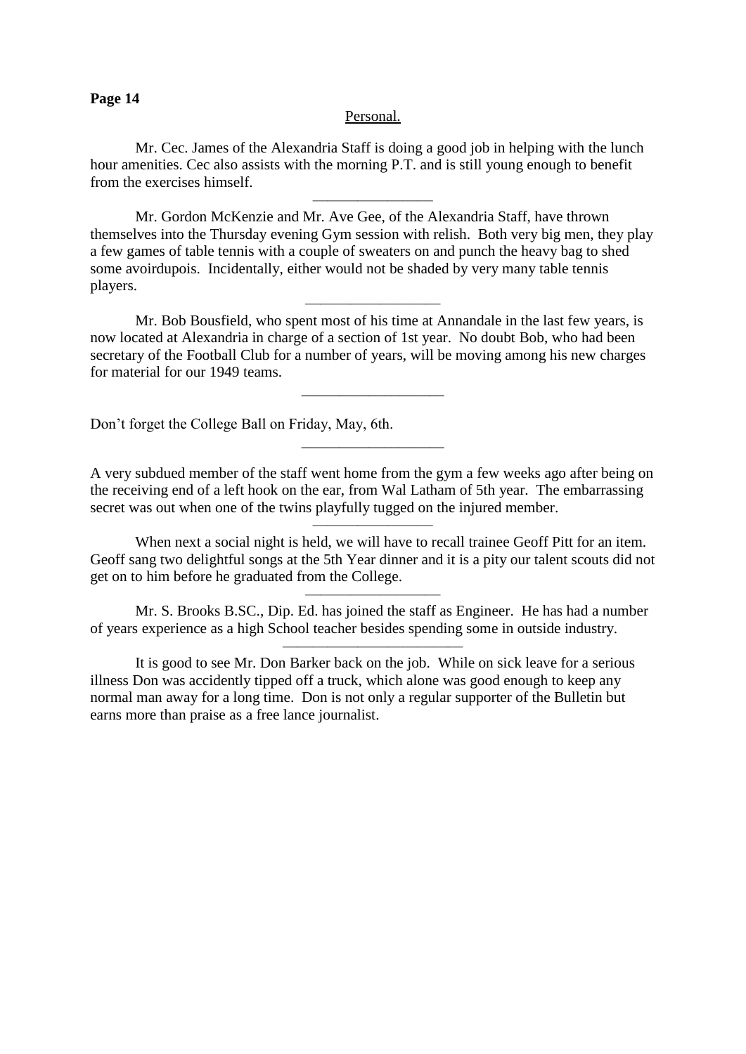## Personal.

Mr. Cec. James of the Alexandria Staff is doing a good job in helping with the lunch hour amenities. Cec also assists with the morning P.T. and is still young enough to benefit from the exercises himself.

---

Mr. Gordon McKenzie and Mr. Ave Gee, of the Alexandria Staff, have thrown themselves into the Thursday evening Gym session with relish. Both very big men, they play a few games of table tennis with a couple of sweaters on and punch the heavy bag to shed some avoirdupois. Incidentally, either would not be shaded by very many table tennis players.

---

Mr. Bob Bousfield, who spent most of his time at Annandale in the last few years, is now located at Alexandria in charge of a section of 1st year. No doubt Bob, who had been secretary of the Football Club for a number of years, will be moving among his new charges for material for our 1949 teams.

---

Don't forget the College Ball on Friday, May, 6th.

---

A very subdued member of the staff went home from the gym a few weeks ago after being on the receiving end of a left hook on the ear, from Wal Latham of 5th year. The embarrassing secret was out when one of the twins playfully tugged on the injured member.

---

When next a social night is held, we will have to recall trainee Geoff Pitt for an item. Geoff sang two delightful songs at the 5th Year dinner and it is a pity our talent scouts did not get on to him before he graduated from the College.

---

Mr. S. Brooks B.SC., Dip. Ed. has joined the staff as Engineer. He has had a number of years experience as a high School teacher besides spending some in outside industry.

---

It is good to see Mr. Don Barker back on the job. While on sick leave for a serious illness Don was accidently tipped off a truck, which alone was good enough to keep any normal man away for a long time. Don is not only a regular supporter of the Bulletin but earns more than praise as a free lance journalist.